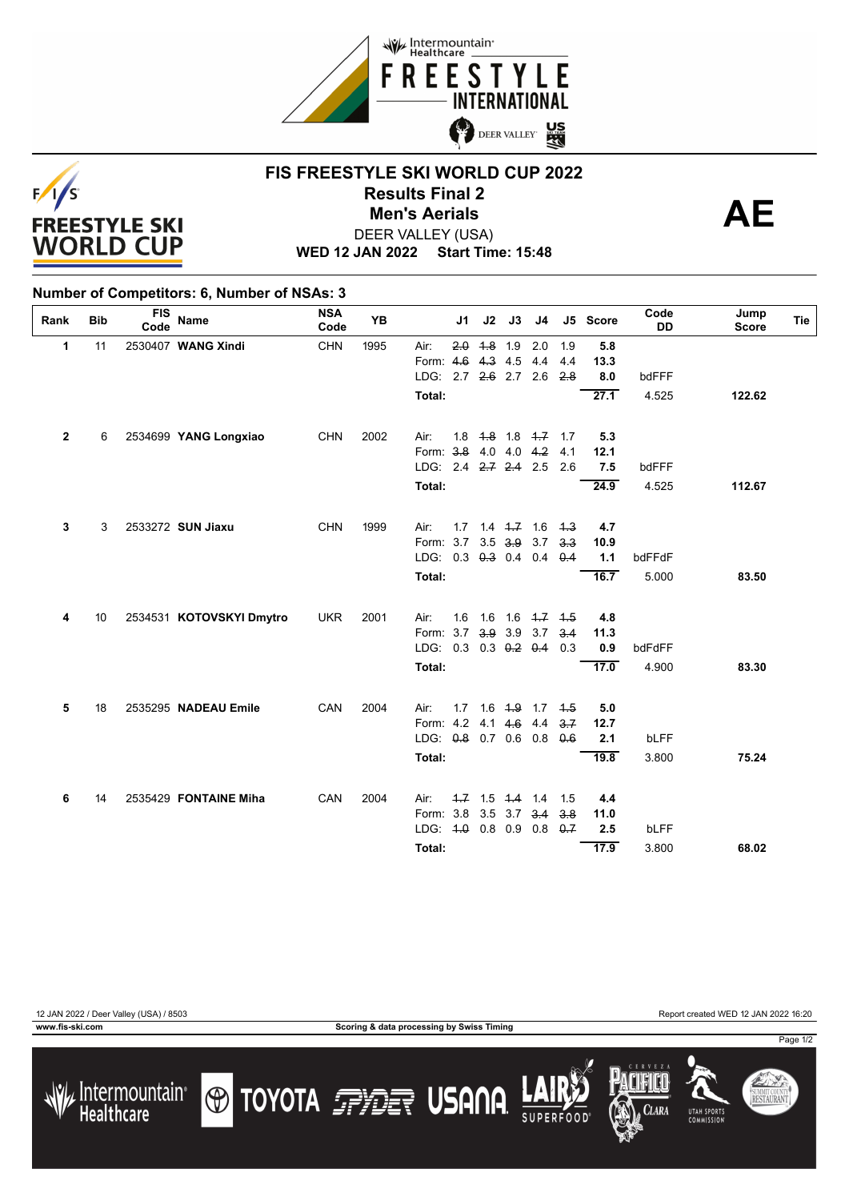# FIS FREESTYLE SKI WORLD CUP 2022

## Results Final 2

## Men's Aerials

**AE**

DEER VALLEY (USA)

**WED 12 JAN 2022 Start Time: 15:48**

### Number of Competitors: 6, Number of NSAs: 3

| Rank | Bib | FIS Code | Name | NSA Code | YB | | J1 | J2 | J3 | J4 | J5 | Score | Code DD | Jump Score | Tie |
|---|---|---|---|---|---|---|---|---|---|---|---|---|---|---|---|
| 1 | 11 | 2530407 | **WANG Xindi** | CHN | 1995 | Air: | ~~2.0~~ | ~~1.8~~ | 1.9 | 2.0 | 1.9 | 5.8 | | | |
| | | | | | | Form: | ~~4.6~~ | ~~4.3~~ | 4.5 | 4.4 | 4.4 | 13.3 | | | |
| | | | | | | LDG: | 2.7 | ~~2.6~~ | 2.7 | 2.6 | ~~2.8~~ | 8.0 | bdFFF | | |
| | | | | | | Total: | | | | | | 27.1 | 4.525 | 122.62 | |
| 2 | 6 | 2534699 | **YANG Longxiao** | CHN | 2002 | Air: | 1.8 | ~~1.8~~ | 1.8 | ~~1.7~~ | 1.7 | 5.3 | | | |
| | | | | | | Form: | ~~3.8~~ | 4.0 | 4.0 | ~~4.2~~ | 4.1 | 12.1 | | | |
| | | | | | | LDG: | 2.4 | ~~2.7~~ | ~~2.4~~ | 2.5 | 2.6 | 7.5 | bdFFF | | |
| | | | | | | Total: | | | | | | 24.9 | 4.525 | 112.67 | |
| 3 | 3 | 2533272 | **SUN Jiaxu** | CHN | 1999 | Air: | 1.7 | 1.4 | ~~1.7~~ | 1.6 | ~~1.3~~ | 4.7 | | | |
| | | | | | | Form: | 3.7 | 3.5 | ~~3.9~~ | 3.7 | ~~3.3~~ | 10.9 | | | |
| | | | | | | LDG: | 0.3 | ~~0.3~~ | 0.4 | 0.4 | ~~0.4~~ | 1.1 | bdFFdF | | |
| | | | | | | Total: | | | | | | 16.7 | 5.000 | 83.50 | |
| 4 | 10 | 2534531 | **KOTOVSKYI Dmytro** | UKR | 2001 | Air: | 1.6 | 1.6 | 1.6 | ~~1.7~~ | ~~1.5~~ | 4.8 | | | |
| | | | | | | Form: | 3.7 | ~~3.9~~ | 3.9 | 3.7 | ~~3.4~~ | 11.3 | | | |
| | | | | | | LDG: | 0.3 | 0.3 | ~~0.2~~ | ~~0.4~~ | 0.3 | 0.9 | bdFdFF | | |
| | | | | | | Total: | | | | | | 17.0 | 4.900 | 83.30 | |
| 5 | 18 | 2535295 | **NADEAU Emile** | CAN | 2004 | Air: | 1.7 | 1.6 | ~~1.9~~ | 1.7 | ~~1.5~~ | 5.0 | | | |
| | | | | | | Form: | 4.2 | 4.1 | ~~4.6~~ | 4.4 | ~~3.7~~ | 12.7 | | | |
| | | | | | | LDG: | ~~0.8~~ | 0.7 | 0.6 | 0.8 | ~~0.6~~ | 2.1 | bLFF | | |
| | | | | | | Total: | | | | | | 19.8 | 3.800 | 75.24 | |
| 6 | 14 | 2535429 | **FONTAINE Miha** | CAN | 2004 | Air: | ~~1.7~~ | 1.5 | ~~1.4~~ | 1.4 | 1.5 | 4.4 | | | |
| | | | | | | Form: | 3.8 | 3.5 | 3.7 | ~~3.4~~ | ~~3.8~~ | 11.0 | | | |
| | | | | | | LDG: | ~~1.0~~ | 0.8 | 0.9 | 0.8 | ~~0.7~~ | 2.5 | bLFF | | |
| | | | | | | Total: | | | | | | 17.9 | 3.800 | 68.02 | |

12 JAN 2022 / Deer Valley (USA) / 8503

Report created WED 12 JAN 2022 16:20

www.fis-ski.com

Scoring & data processing by Swiss Timing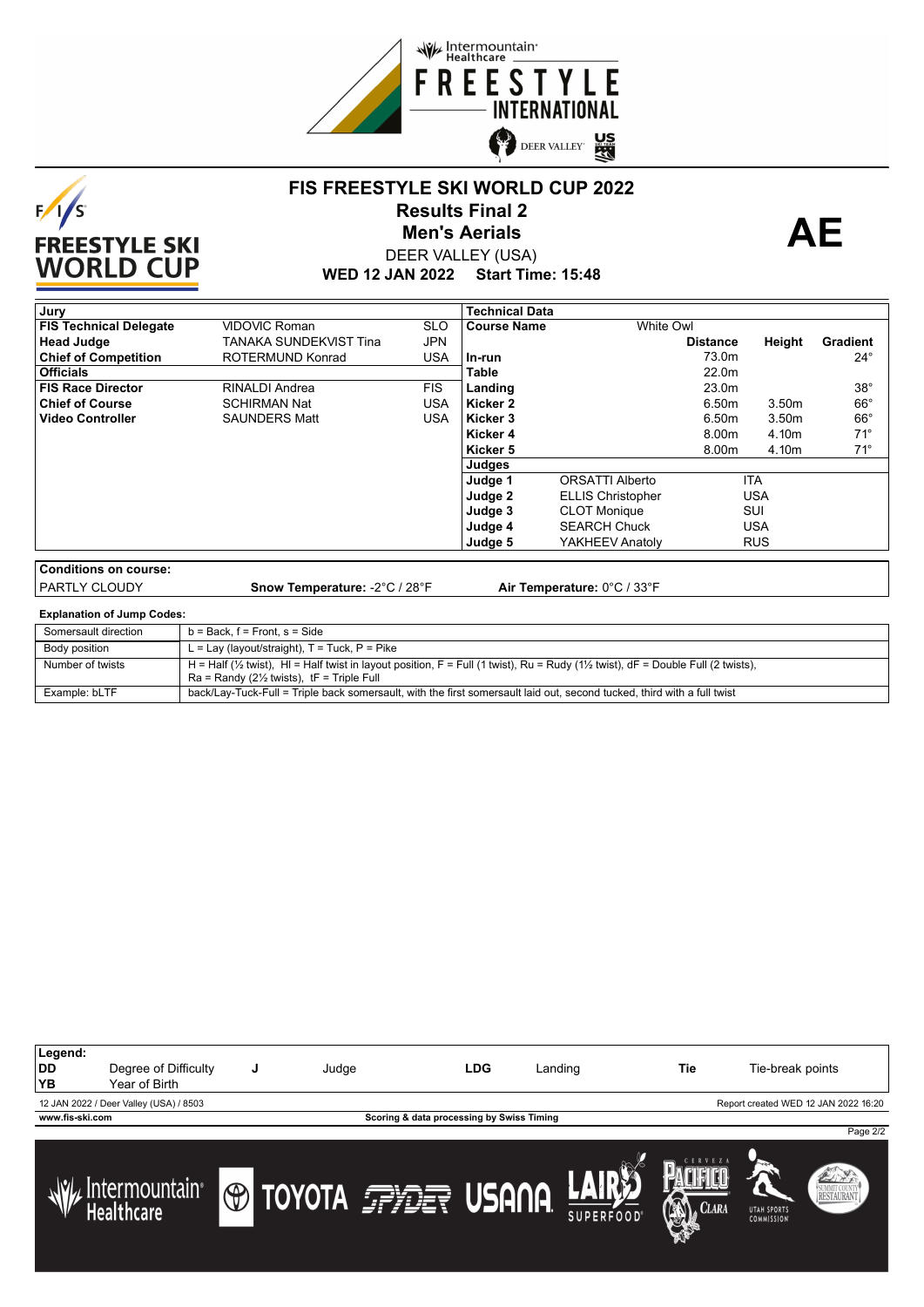# FIS FREESTYLE SKI WORLD CUP 2022

## Results Final 2

## Men's Aerials

DEER VALLEY (USA)

**WED 12 JAN 2022 Start Time: 15:48**

**AE**

| Jury | | |
|---|---|---|
| **FIS Technical Delegate** | VIDOVIC Roman | SLO |
| **Head Judge** | TANAKA SUNDEKVIST Tina | JPN |
| **Chief of Competition** | ROTERMUND Konrad | USA |
| **Officials** | | |
| **FIS Race Director** | RINALDI Andrea | FIS |
| **Chief of Course** | SCHIRMAN Nat | USA |
| **Video Controller** | SAUNDERS Matt | USA |

| Technical Data | | | |
|---|---|---|---|
| **Course Name** | White Owl | | |
| | **Distance** | **Height** | **Gradient** |
| **In-run** | 73.0m | | 24° |
| **Table** | 22.0m | | |
| **Landing** | 23.0m | | 38° |
| **Kicker 2** | 6.50m | 3.50m | 66° |
| **Kicker 3** | 6.50m | 3.50m | 66° |
| **Kicker 4** | 8.00m | 4.10m | 71° |
| **Kicker 5** | 8.00m | 4.10m | 71° |

| Judges | | |
|---|---|---|
| **Judge 1** | ORSATTI Alberto | ITA |
| **Judge 2** | ELLIS Christopher | USA |
| **Judge 3** | CLOT Monique | SUI |
| **Judge 4** | SEARCH Chuck | USA |
| **Judge 5** | YAKHEEV Anatoly | RUS |

**Conditions on course:**

PARTLY CLOUDY **Snow Temperature:** -2°C / 28°F **Air Temperature:** 0°C / 33°F

**Explanation of Jump Codes:**

| | |
|---|---|
| Somersault direction | b = Back, f = Front, s = Side |
| Body position | L = Lay (layout/straight), T = Tuck, P = Pike |
| Number of twists | H = Half (½ twist), Hl = Half twist in layout position, F = Full (1 twist), Ru = Rudy (1½ twist), dF = Double Full (2 twists), Ra = Randy (2½ twists), tF = Triple Full |
| Example: bLTF | back/Lay-Tuck-Full = Triple back somersault, with the first somersault laid out, second tucked, third with a full twist |

| Legend: | | | | | | | |
|---|---|---|---|---|---|---|---|
| **DD** | Degree of Difficulty | **J** | Judge | **LDG** | Landing | **Tie** | Tie-break points |
| **YB** | Year of Birth | | | | | | |

12 JAN 2022 / Deer Valley (USA) / 8503 — Report created WED 12 JAN 2022 16:20

www.fis-ski.com — Scoring & data processing by Swiss Timing